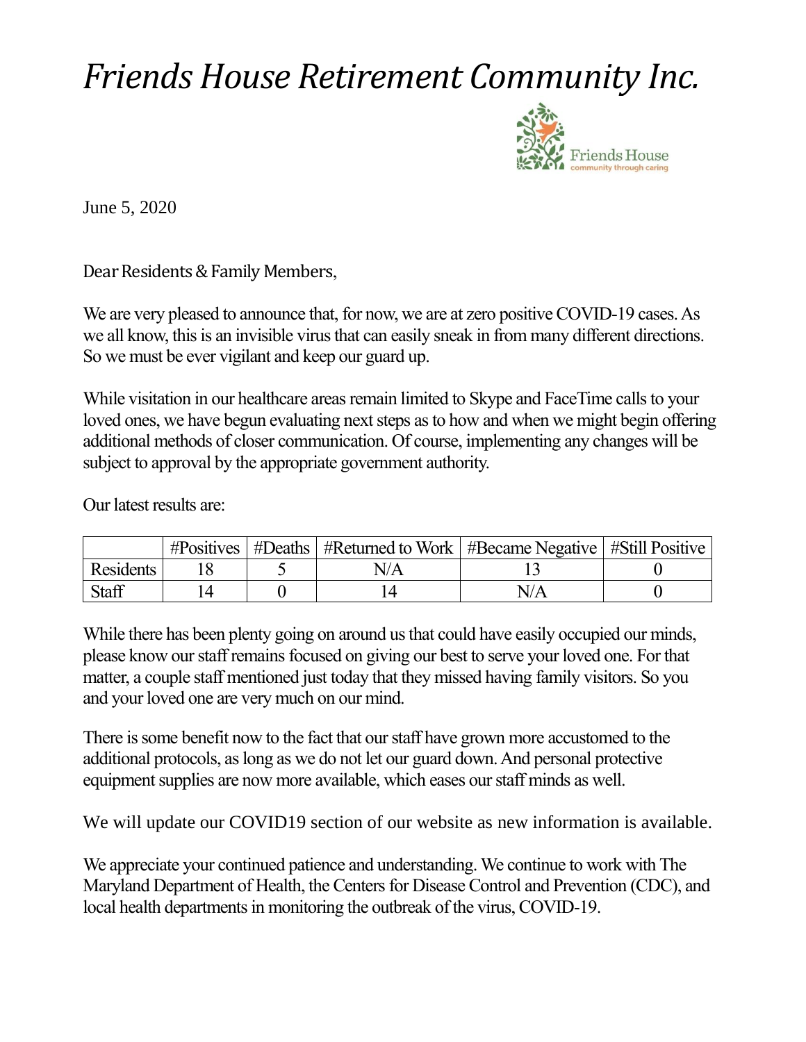# *Friends House Retirement Community Inc.*

June 5, 2020

Dear Residents & Family Members,

We are very pleased to announce that, for now, we are at zero positive COVID-19 cases. As we all know, this is an invisible virus that can easily sneak in from many different directions. So we must be ever vigilant and keep our guard up.

While visitation in our healthcare areas remain limited to Skype and FaceTime calls to your loved ones, we have begun evaluating next steps as to how and when we might begin offering additional methods of closer communication. Of course, implementing any changes will be subject to approval by the appropriate government authority.

Our latest results are:

| | #Positives | #Deaths | #Returned to Work | #Became Negative | #Still Positive |
|---|---|---|---|---|---|
| Residents | 18 | 5 | N/A | 13 | 0 |
| Staff | 14 | 0 | 14 | N/A | 0 |

While there has been plenty going on around us that could have easily occupied our minds, please know our staff remains focused on giving our best to serve your loved one. For that matter, a couple staff mentioned just today that they missed having family visitors. So you and your loved one are very much on our mind.

There is some benefit now to the fact that our staff have grown more accustomed to the additional protocols, as long as we do not let our guard down. And personal protective equipment supplies are now more available, which eases our staff minds as well.

We will update our COVID19 section of our website as new information is available.

We appreciate your continued patience and understanding. We continue to work with The Maryland Department of Health, the Centers for Disease Control and Prevention (CDC), and local health departments in monitoring the outbreak of the virus, COVID-19.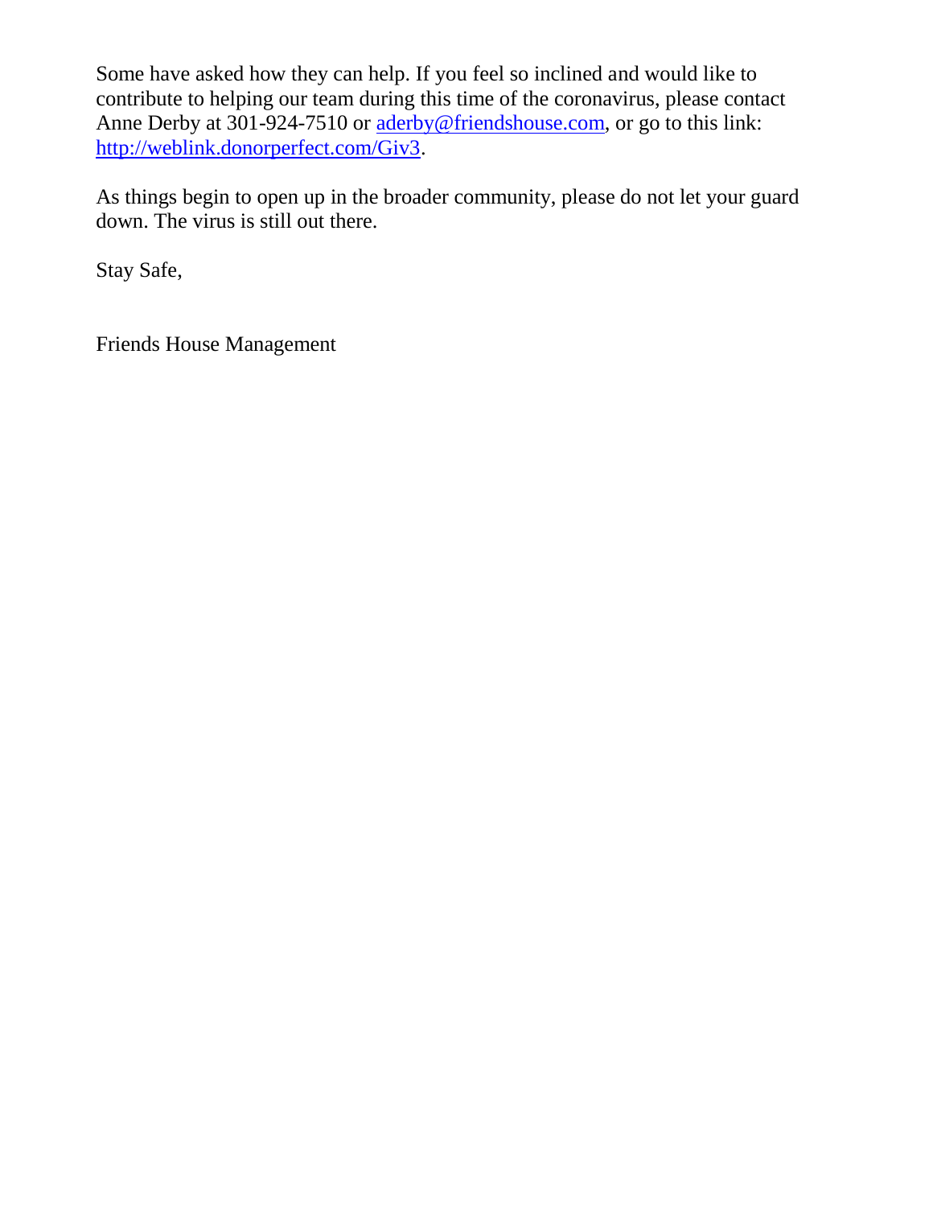Some have asked how they can help. If you feel so inclined and would like to contribute to helping our team during this time of the coronavirus, please contact Anne Derby at 301-924-7510 or [aderby@friendshouse.com](mailto:aderby@friendshouse.com), or go to this link: [http://weblink.donorperfect.com/Giv3](http://weblink.donorperfect.com/Giv3).

As things begin to open up in the broader community, please do not let your guard down. The virus is still out there.

Stay Safe,

Friends House Management